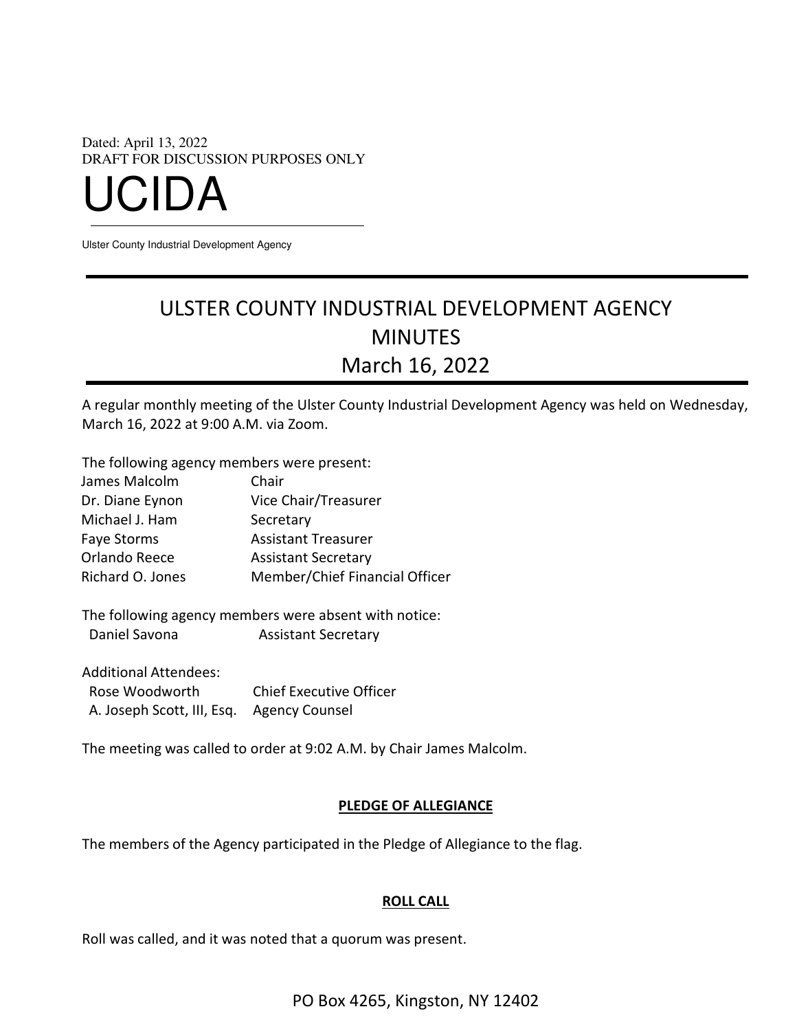Dated: April 13, 2022
DRAFT FOR DISCUSSION PURPOSES ONLY

# UCIDA

Ulster County Industrial Development Agency

## ULSTER COUNTY INDUSTRIAL DEVELOPMENT AGENCY MINUTES March 16, 2022

A regular monthly meeting of the Ulster County Industrial Development Agency was held on Wednesday, March 16, 2022 at 9:00 A.M. via Zoom.

The following agency members were present:

| | |
|---|---|
| James Malcolm | Chair |
| Dr. Diane Eynon | Vice Chair/Treasurer |
| Michael J. Ham | Secretary |
| Faye Storms | Assistant Treasurer |
| Orlando Reece | Assistant Secretary |
| Richard O. Jones | Member/Chief Financial Officer |

The following agency members were absent with notice:

| | |
|---|---|
| Daniel Savona | Assistant Secretary |

Additional Attendees:

| | |
|---|---|
| Rose Woodworth | Chief Executive Officer |
| A. Joseph Scott, III, Esq. | Agency Counsel |

The meeting was called to order at 9:02 A.M. by Chair James Malcolm.

**PLEDGE OF ALLEGIANCE**

The members of the Agency participated in the Pledge of Allegiance to the flag.

**ROLL CALL**

Roll was called, and it was noted that a quorum was present.

PO Box 4265, Kingston, NY 12402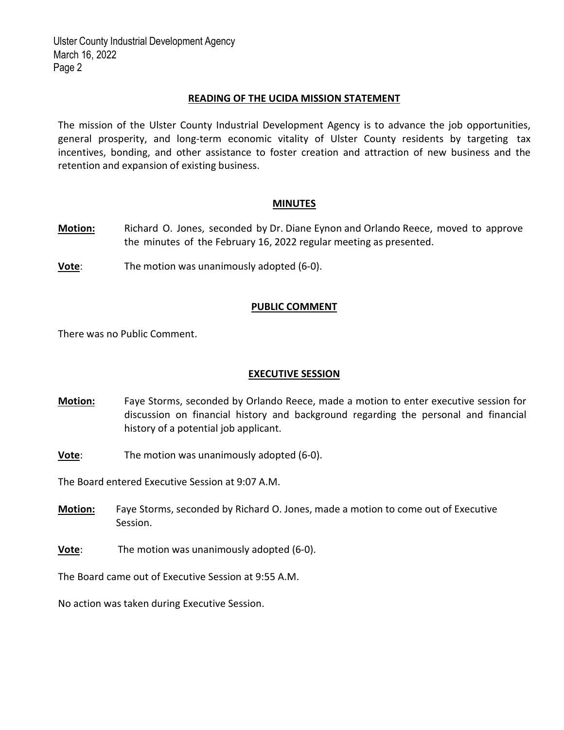## READING OF THE UCIDA MISSION STATEMENT

The mission of the Ulster County Industrial Development Agency is to advance the job opportunities, general prosperity, and long-term economic vitality of Ulster County residents by targeting tax incentives, bonding, and other assistance to foster creation and attraction of new business and the retention and expansion of existing business.

## MINUTES

**Motion:** Richard O. Jones, seconded by Dr. Diane Eynon and Orlando Reece, moved to approve the minutes of the February 16, 2022 regular meeting as presented.

**Vote**: The motion was unanimously adopted (6-0).

## PUBLIC COMMENT

There was no Public Comment.

## EXECUTIVE SESSION

**Motion:** Faye Storms, seconded by Orlando Reece, made a motion to enter executive session for discussion on financial history and background regarding the personal and financial history of a potential job applicant.

**Vote**: The motion was unanimously adopted (6-0).

The Board entered Executive Session at 9:07 A.M.

**Motion:** Faye Storms, seconded by Richard O. Jones, made a motion to come out of Executive Session.

**Vote**: The motion was unanimously adopted (6-0).

The Board came out of Executive Session at 9:55 A.M.

No action was taken during Executive Session.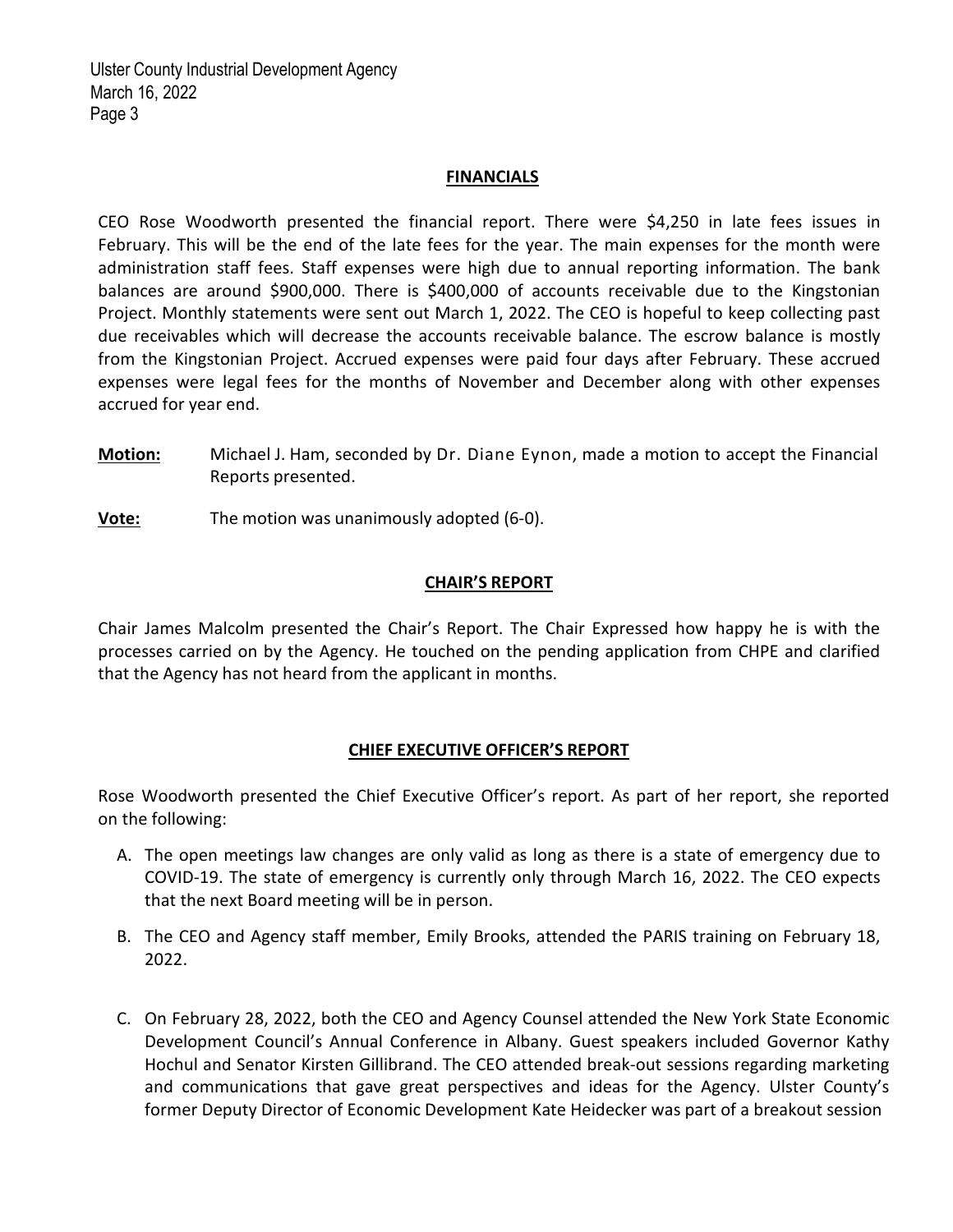## FINANCIALS

CEO Rose Woodworth presented the financial report. There were $4,250 in late fees issues in February. This will be the end of the late fees for the year. The main expenses for the month were administration staff fees. Staff expenses were high due to annual reporting information. The bank balances are around $900,000. There is $400,000 of accounts receivable due to the Kingstonian Project. Monthly statements were sent out March 1, 2022. The CEO is hopeful to keep collecting past due receivables which will decrease the accounts receivable balance. The escrow balance is mostly from the Kingstonian Project. Accrued expenses were paid four days after February. These accrued expenses were legal fees for the months of November and December along with other expenses accrued for year end.

**Motion:** Michael J. Ham, seconded by Dr. Diane Eynon, made a motion to accept the Financial Reports presented.

**Vote:** The motion was unanimously adopted (6-0).

## CHAIR'S REPORT

Chair James Malcolm presented the Chair's Report. The Chair Expressed how happy he is with the processes carried on by the Agency. He touched on the pending application from CHPE and clarified that the Agency has not heard from the applicant in months.

## CHIEF EXECUTIVE OFFICER'S REPORT

Rose Woodworth presented the Chief Executive Officer's report. As part of her report, she reported on the following:

A. The open meetings law changes are only valid as long as there is a state of emergency due to COVID-19. The state of emergency is currently only through March 16, 2022. The CEO expects that the next Board meeting will be in person.

B. The CEO and Agency staff member, Emily Brooks, attended the PARIS training on February 18, 2022.

C. On February 28, 2022, both the CEO and Agency Counsel attended the New York State Economic Development Council's Annual Conference in Albany. Guest speakers included Governor Kathy Hochul and Senator Kirsten Gillibrand. The CEO attended break-out sessions regarding marketing and communications that gave great perspectives and ideas for the Agency. Ulster County's former Deputy Director of Economic Development Kate Heidecker was part of a breakout session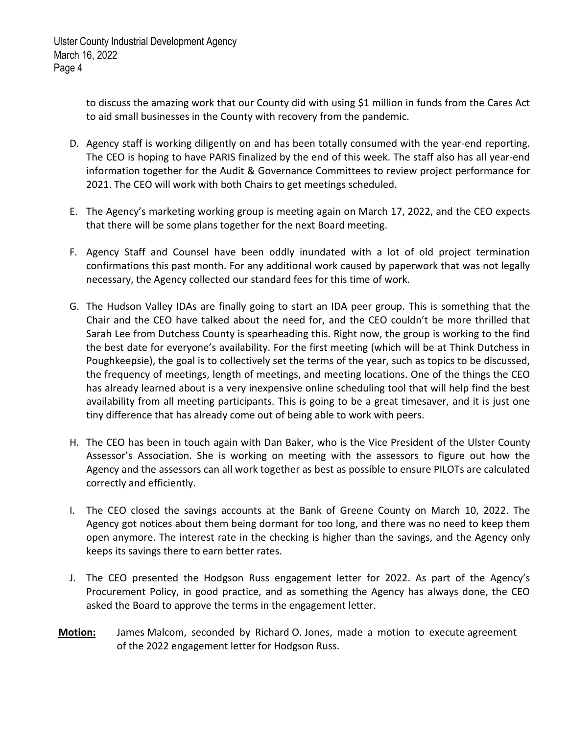to discuss the amazing work that our County did with using $1 million in funds from the Cares Act to aid small businesses in the County with recovery from the pandemic.

D. Agency staff is working diligently on and has been totally consumed with the year-end reporting. The CEO is hoping to have PARIS finalized by the end of this week. The staff also has all year-end information together for the Audit & Governance Committees to review project performance for 2021. The CEO will work with both Chairs to get meetings scheduled.

E. The Agency's marketing working group is meeting again on March 17, 2022, and the CEO expects that there will be some plans together for the next Board meeting.

F. Agency Staff and Counsel have been oddly inundated with a lot of old project termination confirmations this past month. For any additional work caused by paperwork that was not legally necessary, the Agency collected our standard fees for this time of work.

G. The Hudson Valley IDAs are finally going to start an IDA peer group. This is something that the Chair and the CEO have talked about the need for, and the CEO couldn't be more thrilled that Sarah Lee from Dutchess County is spearheading this. Right now, the group is working to the find the best date for everyone's availability. For the first meeting (which will be at Think Dutchess in Poughkeepsie), the goal is to collectively set the terms of the year, such as topics to be discussed, the frequency of meetings, length of meetings, and meeting locations. One of the things the CEO has already learned about is a very inexpensive online scheduling tool that will help find the best availability from all meeting participants. This is going to be a great timesaver, and it is just one tiny difference that has already come out of being able to work with peers.

H. The CEO has been in touch again with Dan Baker, who is the Vice President of the Ulster County Assessor's Association. She is working on meeting with the assessors to figure out how the Agency and the assessors can all work together as best as possible to ensure PILOTs are calculated correctly and efficiently.

I. The CEO closed the savings accounts at the Bank of Greene County on March 10, 2022. The Agency got notices about them being dormant for too long, and there was no need to keep them open anymore. The interest rate in the checking is higher than the savings, and the Agency only keeps its savings there to earn better rates.

J. The CEO presented the Hodgson Russ engagement letter for 2022. As part of the Agency's Procurement Policy, in good practice, and as something the Agency has always done, the CEO asked the Board to approve the terms in the engagement letter.

**Motion:** James Malcom, seconded by Richard O. Jones, made a motion to execute agreement of the 2022 engagement letter for Hodgson Russ.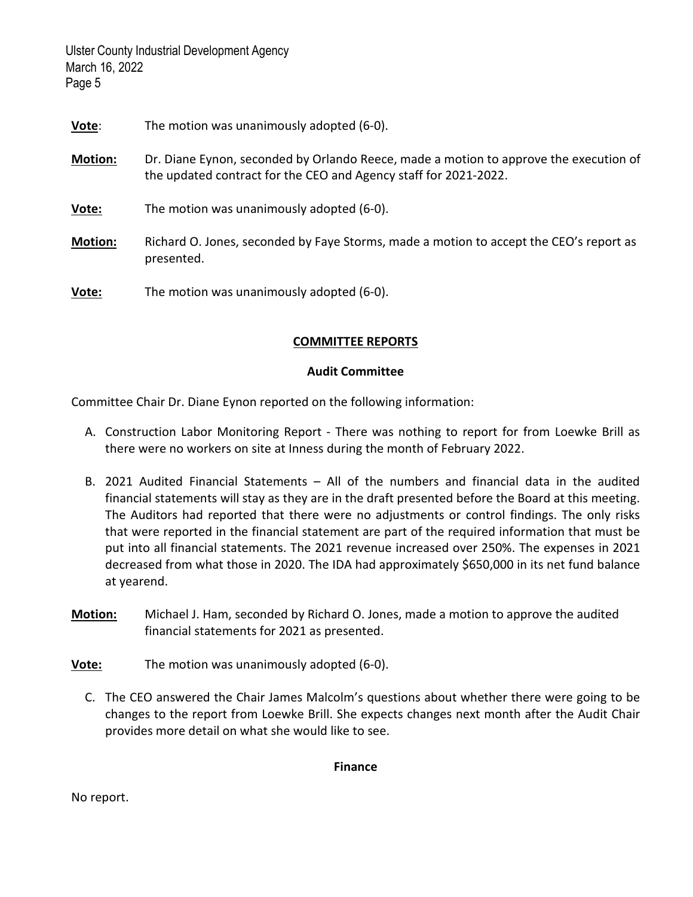**Vote**: The motion was unanimously adopted (6-0).

**Motion:** Dr. Diane Eynon, seconded by Orlando Reece, made a motion to approve the execution of the updated contract for the CEO and Agency staff for 2021-2022.

**Vote:** The motion was unanimously adopted (6-0).

**Motion:** Richard O. Jones, seconded by Faye Storms, made a motion to accept the CEO's report as presented.

**Vote:** The motion was unanimously adopted (6-0).

## COMMITTEE REPORTS

### Audit Committee

Committee Chair Dr. Diane Eynon reported on the following information:

A. Construction Labor Monitoring Report - There was nothing to report for from Loewke Brill as there were no workers on site at Inness during the month of February 2022.

B. 2021 Audited Financial Statements – All of the numbers and financial data in the audited financial statements will stay as they are in the draft presented before the Board at this meeting. The Auditors had reported that there were no adjustments or control findings. The only risks that were reported in the financial statement are part of the required information that must be put into all financial statements. The 2021 revenue increased over 250%. The expenses in 2021 decreased from what those in 2020. The IDA had approximately $650,000 in its net fund balance at yearend.

**Motion:** Michael J. Ham, seconded by Richard O. Jones, made a motion to approve the audited financial statements for 2021 as presented.

**Vote:** The motion was unanimously adopted (6-0).

C. The CEO answered the Chair James Malcolm's questions about whether there were going to be changes to the report from Loewke Brill. She expects changes next month after the Audit Chair provides more detail on what she would like to see.

### Finance

No report.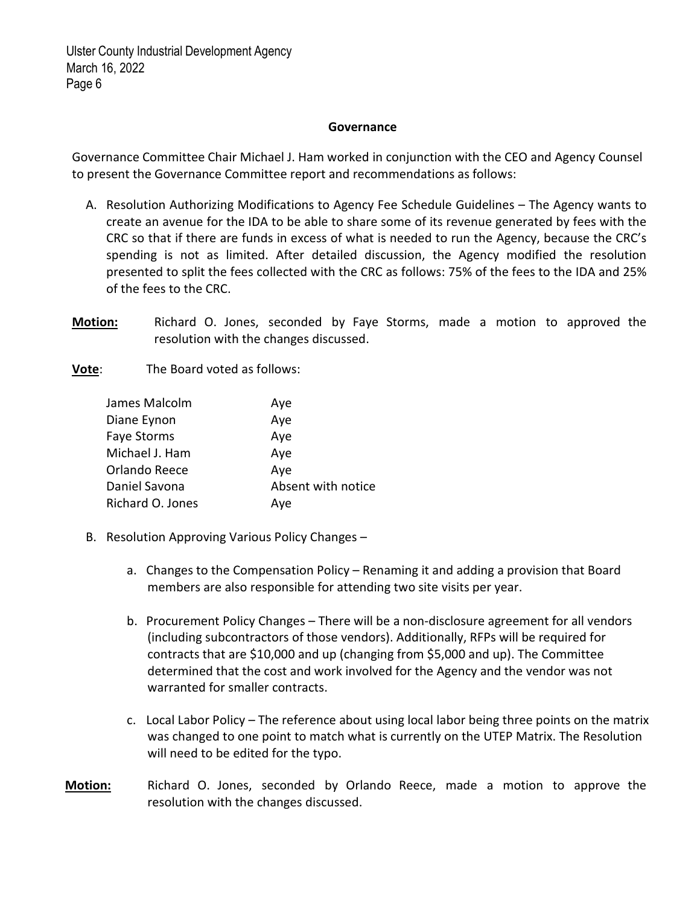## Governance

Governance Committee Chair Michael J. Ham worked in conjunction with the CEO and Agency Counsel to present the Governance Committee report and recommendations as follows:

A. Resolution Authorizing Modifications to Agency Fee Schedule Guidelines – The Agency wants to create an avenue for the IDA to be able to share some of its revenue generated by fees with the CRC so that if there are funds in excess of what is needed to run the Agency, because the CRC's spending is not as limited. After detailed discussion, the Agency modified the resolution presented to split the fees collected with the CRC as follows: 75% of the fees to the IDA and 25% of the fees to the CRC.

**Motion:** Richard O. Jones, seconded by Faye Storms, made a motion to approved the resolution with the changes discussed.

**Vote**: The Board voted as follows:

| | |
|---|---|
| James Malcolm | Aye |
| Diane Eynon | Aye |
| Faye Storms | Aye |
| Michael J. Ham | Aye |
| Orlando Reece | Aye |
| Daniel Savona | Absent with notice |
| Richard O. Jones | Aye |

B. Resolution Approving Various Policy Changes –

a. Changes to the Compensation Policy – Renaming it and adding a provision that Board members are also responsible for attending two site visits per year.

b. Procurement Policy Changes – There will be a non-disclosure agreement for all vendors (including subcontractors of those vendors). Additionally, RFPs will be required for contracts that are $10,000 and up (changing from $5,000 and up). The Committee determined that the cost and work involved for the Agency and the vendor was not warranted for smaller contracts.

c. Local Labor Policy – The reference about using local labor being three points on the matrix was changed to one point to match what is currently on the UTEP Matrix. The Resolution will need to be edited for the typo.

**Motion:** Richard O. Jones, seconded by Orlando Reece, made a motion to approve the resolution with the changes discussed.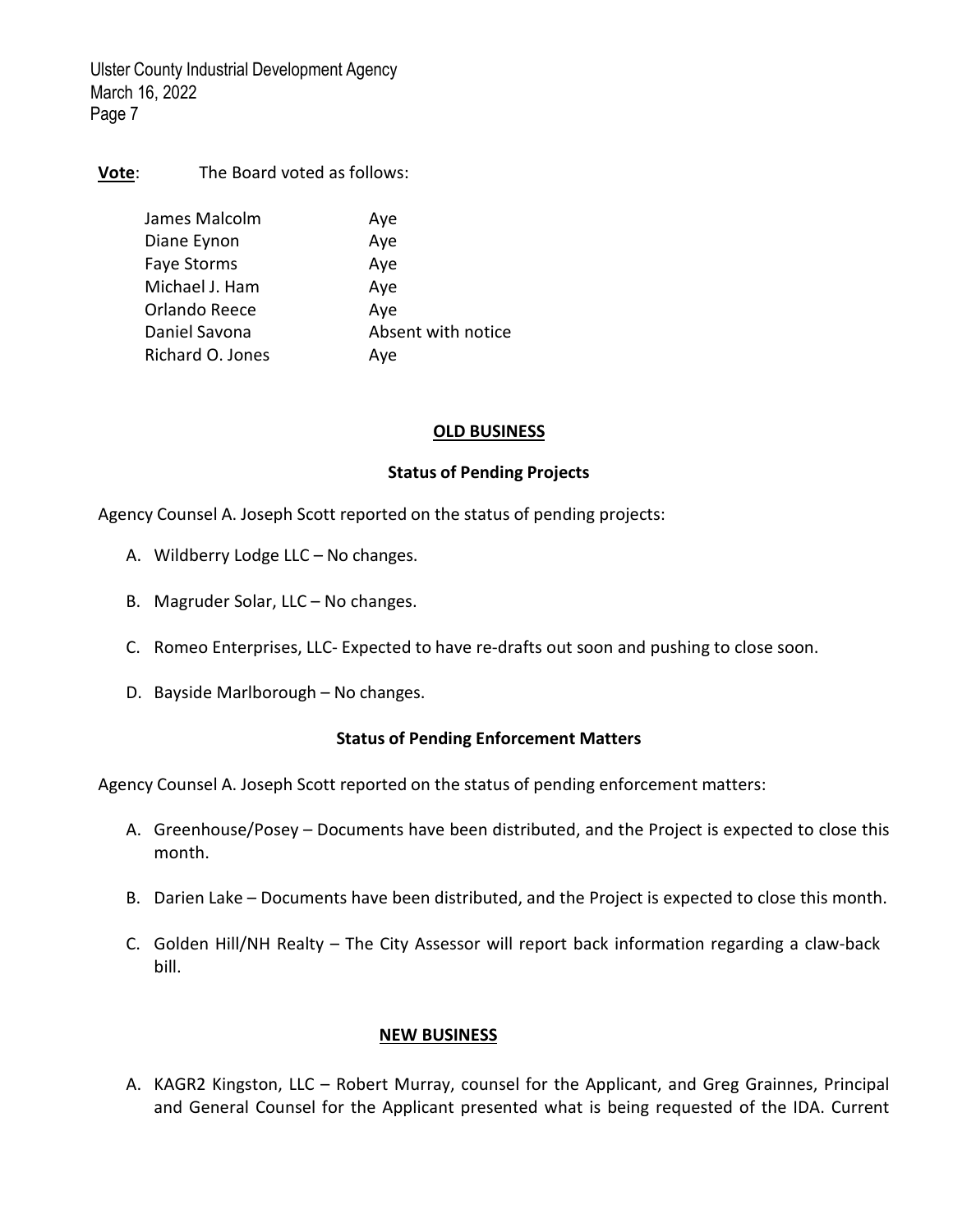**Vote**: The Board voted as follows:

| | |
|---|---|
| James Malcolm | Aye |
| Diane Eynon | Aye |
| Faye Storms | Aye |
| Michael J. Ham | Aye |
| Orlando Reece | Aye |
| Daniel Savona | Absent with notice |
| Richard O. Jones | Aye |

## OLD BUSINESS

### Status of Pending Projects

Agency Counsel A. Joseph Scott reported on the status of pending projects:

A. Wildberry Lodge LLC – No changes.

B. Magruder Solar, LLC – No changes.

C. Romeo Enterprises, LLC- Expected to have re-drafts out soon and pushing to close soon.

D. Bayside Marlborough – No changes.

### Status of Pending Enforcement Matters

Agency Counsel A. Joseph Scott reported on the status of pending enforcement matters:

A. Greenhouse/Posey – Documents have been distributed, and the Project is expected to close this month.

B. Darien Lake – Documents have been distributed, and the Project is expected to close this month.

C. Golden Hill/NH Realty – The City Assessor will report back information regarding a claw-back bill.

## NEW BUSINESS

A. KAGR2 Kingston, LLC – Robert Murray, counsel for the Applicant, and Greg Grainnes, Principal and General Counsel for the Applicant presented what is being requested of the IDA. Current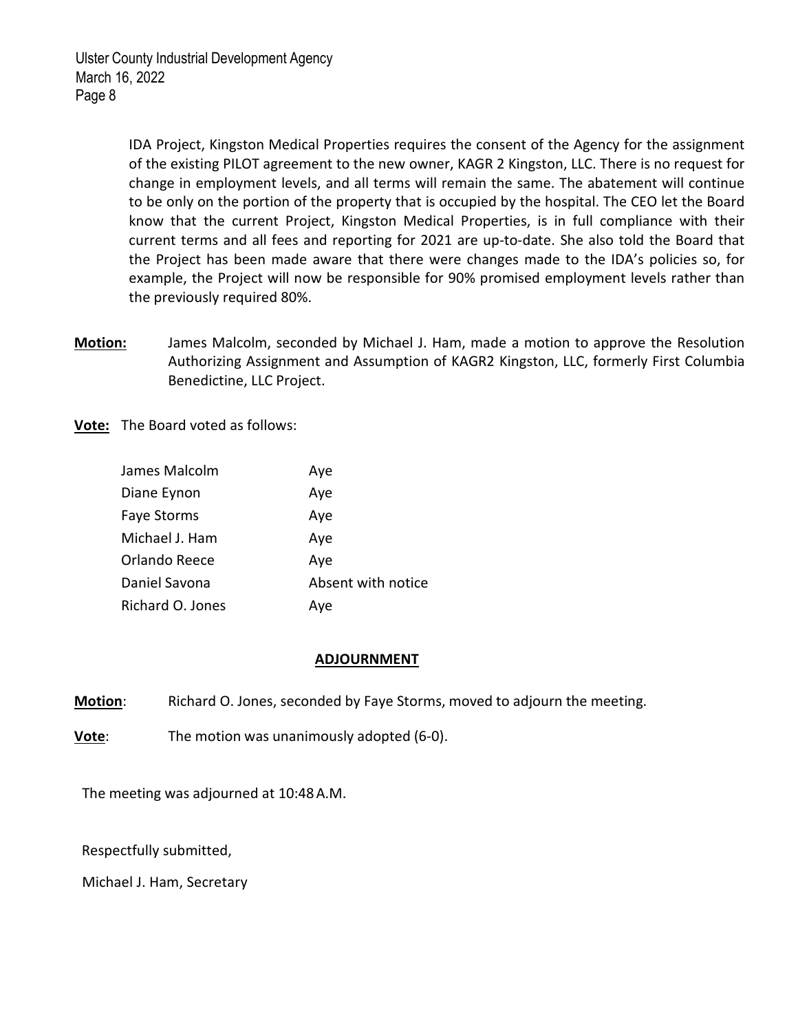IDA Project, Kingston Medical Properties requires the consent of the Agency for the assignment of the existing PILOT agreement to the new owner, KAGR 2 Kingston, LLC. There is no request for change in employment levels, and all terms will remain the same. The abatement will continue to be only on the portion of the property that is occupied by the hospital. The CEO let the Board know that the current Project, Kingston Medical Properties, is in full compliance with their current terms and all fees and reporting for 2021 are up-to-date. She also told the Board that the Project has been made aware that there were changes made to the IDA's policies so, for example, the Project will now be responsible for 90% promised employment levels rather than the previously required 80%.

**Motion:** James Malcolm, seconded by Michael J. Ham, made a motion to approve the Resolution Authorizing Assignment and Assumption of KAGR2 Kingston, LLC, formerly First Columbia Benedictine, LLC Project.

**Vote:** The Board voted as follows:

| | |
|---|---|
| James Malcolm | Aye |
| Diane Eynon | Aye |
| Faye Storms | Aye |
| Michael J. Ham | Aye |
| Orlando Reece | Aye |
| Daniel Savona | Absent with notice |
| Richard O. Jones | Aye |

## ADJOURNMENT

**Motion**: Richard O. Jones, seconded by Faye Storms, moved to adjourn the meeting.

**Vote**: The motion was unanimously adopted (6-0).

The meeting was adjourned at 10:48 A.M.

Respectfully submitted,

Michael J. Ham, Secretary